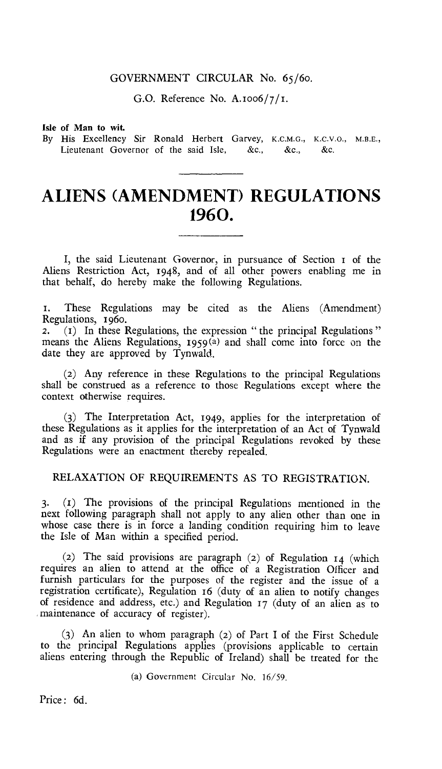GOVERNMENT CIRCULAR No. 65/60.

G.O. Reference No. A.1006/7/1.

**Isle of Man to wit.**
By His Excellency Sir Ronald Herbert Garvey, K.C.M.G., K.C.V.O., M.B.E., Lieutenant Governor of the said Isle, &c., &c., &c.

# ALIENS (AMENDMENT) REGULATIONS 1960.

I, the said Lieutenant Governor, in pursuance of Section 1 of the Aliens Restriction Act, 1948, and of all other powers enabling me in that behalf, do hereby make the following Regulations.

1. These Regulations may be cited as the Aliens (Amendment) Regulations, 1960.

2. (1) In these Regulations, the expression "the principal Regulations" means the Aliens Regulations, 1959(a) and shall come into force on the date they are approved by Tynwald.

(2) Any reference in these Regulations to the principal Regulations shall be construed as a reference to those Regulations except where the context otherwise requires.

(3) The Interpretation Act, 1949, applies for the interpretation of these Regulations as it applies for the interpretation of an Act of Tynwald and as if any provision of the principal Regulations revoked by these Regulations were an enactment thereby repealed.

## RELAXATION OF REQUIREMENTS AS TO REGISTRATION.

3. (1) The provisions of the principal Regulations mentioned in the next following paragraph shall not apply to any alien other than one in whose case there is in force a landing condition requiring him to leave the Isle of Man within a specified period.

(2) The said provisions are paragraph (2) of Regulation 14 (which requires an alien to attend at the office of a Registration Officer and furnish particulars for the purposes of the register and the issue of a registration certificate), Regulation 16 (duty of an alien to notify changes of residence and address, etc.) and Regulation 17 (duty of an alien as to maintenance of accuracy of register).

(3) An alien to whom paragraph (2) of Part I of the First Schedule to the principal Regulations applies (provisions applicable to certain aliens entering through the Republic of Ireland) shall be treated for the

(a) Government Circular No. 16/59.

Price: 6d.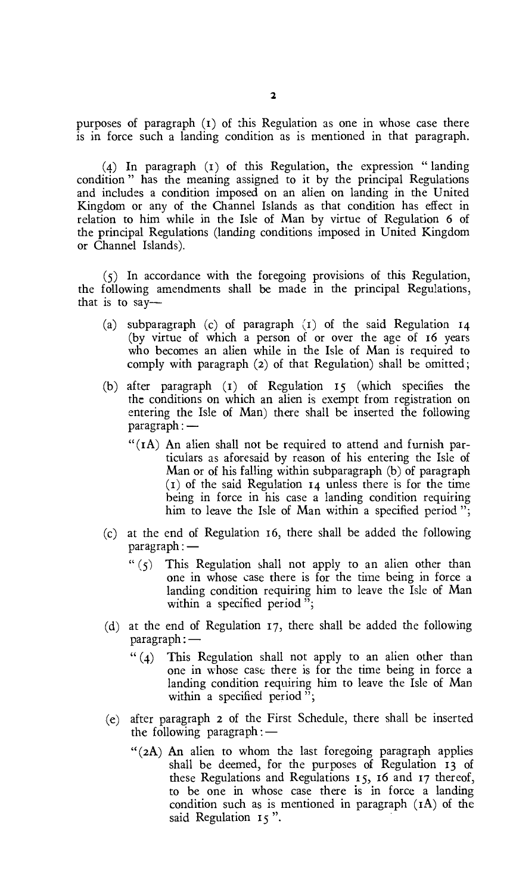purposes of paragraph (1) of this Regulation as one in whose case there is in force such a landing condition as is mentioned in that paragraph.

(4) In paragraph (1) of this Regulation, the expression "landing condition" has the meaning assigned to it by the principal Regulations and includes a condition imposed on an alien on landing in the United Kingdom or any of the Channel Islands as that condition has effect in relation to him while in the Isle of Man by virtue of Regulation 6 of the principal Regulations (landing conditions imposed in United Kingdom or Channel Islands).

(5) In accordance with the foregoing provisions of this Regulation, the following amendments shall be made in the principal Regulations, that is to say—

(a) subparagraph (c) of paragraph (1) of the said Regulation 14 (by virtue of which a person of or over the age of 16 years who becomes an alien while in the Isle of Man is required to comply with paragraph (2) of that Regulation) shall be omitted;

(b) after paragraph (1) of Regulation 15 (which specifies the the conditions on which an alien is exempt from registration on entering the Isle of Man) there shall be inserted the following paragraph:—

"(1A) An alien shall not be required to attend and furnish particulars as aforesaid by reason of his entering the Isle of Man or of his falling within subparagraph (b) of paragraph (1) of the said Regulation 14 unless there is for the time being in force in his case a landing condition requiring him to leave the Isle of Man within a specified period";

(c) at the end of Regulation 16, there shall be added the following paragraph:—

"(5) This Regulation shall not apply to an alien other than one in whose case there is for the time being in force a landing condition requiring him to leave the Isle of Man within a specified period";

(d) at the end of Regulation 17, there shall be added the following paragraph:—

"(4) This Regulation shall not apply to an alien other than one in whose case there is for the time being in force a landing condition requiring him to leave the Isle of Man within a specified period";

(e) after paragraph 2 of the First Schedule, there shall be inserted the following paragraph:—

"(2A) An alien to whom the last foregoing paragraph applies shall be deemed, for the purposes of Regulation 13 of these Regulations and Regulations 15, 16 and 17 thereof, to be one in whose case there is in force a landing condition such as is mentioned in paragraph (1A) of the said Regulation 15".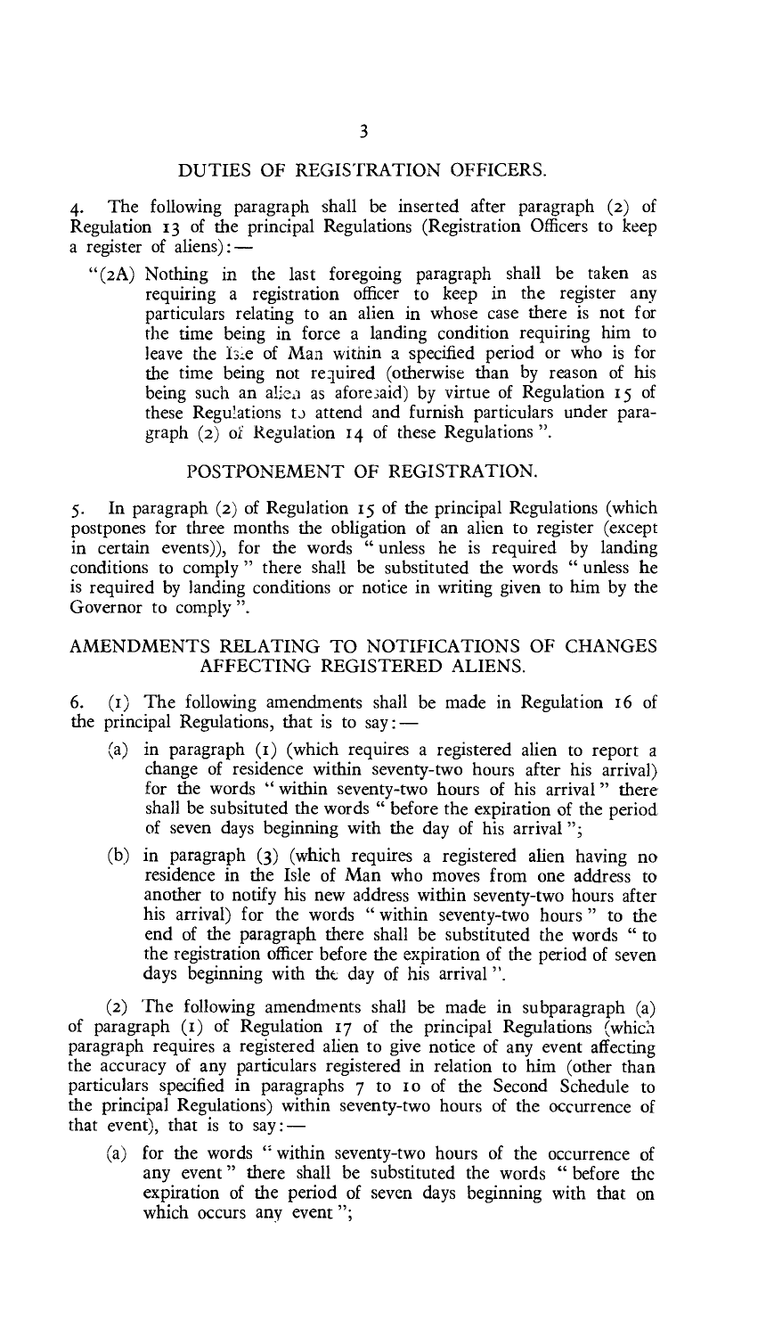## DUTIES OF REGISTRATION OFFICERS.

4. The following paragraph shall be inserted after paragraph (2) of Regulation 13 of the principal Regulations (Registration Officers to keep a register of aliens): —

> "(2A) Nothing in the last foregoing paragraph shall be taken as requiring a registration officer to keep in the register any particulars relating to an alien in whose case there is not for the time being in force a landing condition requiring him to leave the Isle of Man within a specified period or who is for the time being not required (otherwise than by reason of his being such an alien as aforesaid) by virtue of Regulation 15 of these Regulations to attend and furnish particulars under paragraph (2) of Regulation 14 of these Regulations ".

## POSTPONEMENT OF REGISTRATION.

5. In paragraph (2) of Regulation 15 of the principal Regulations (which postpones for three months the obligation of an alien to register (except in certain events)), for the words " unless he is required by landing conditions to comply " there shall be substituted the words " unless he is required by landing conditions or notice in writing given to him by the Governor to comply ".

## AMENDMENTS RELATING TO NOTIFICATIONS OF CHANGES AFFECTING REGISTERED ALIENS.

6. (1) The following amendments shall be made in Regulation 16 of the principal Regulations, that is to say: —

(a) in paragraph (1) (which requires a registered alien to report a change of residence within seventy-two hours after his arrival) for the words " within seventy-two hours of his arrival " there shall be subsituted the words " before the expiration of the period of seven days beginning with the day of his arrival ";

(b) in paragraph (3) (which requires a registered alien having no residence in the Isle of Man who moves from one address to another to notify his new address within seventy-two hours after his arrival) for the words " within seventy-two hours " to the end of the paragraph there shall be substituted the words " to the registration officer before the expiration of the period of seven days beginning with the day of his arrival ".

(2) The following amendments shall be made in subparagraph (a) of paragraph (1) of Regulation 17 of the principal Regulations (which paragraph requires a registered alien to give notice of any event affecting the accuracy of any particulars registered in relation to him (other than particulars specified in paragraphs 7 to 10 of the Second Schedule to the principal Regulations) within seventy-two hours of the occurrence of that event), that is to say: —

(a) for the words " within seventy-two hours of the occurrence of any event " there shall be substituted the words " before the expiration of the period of seven days beginning with that on which occurs any event ";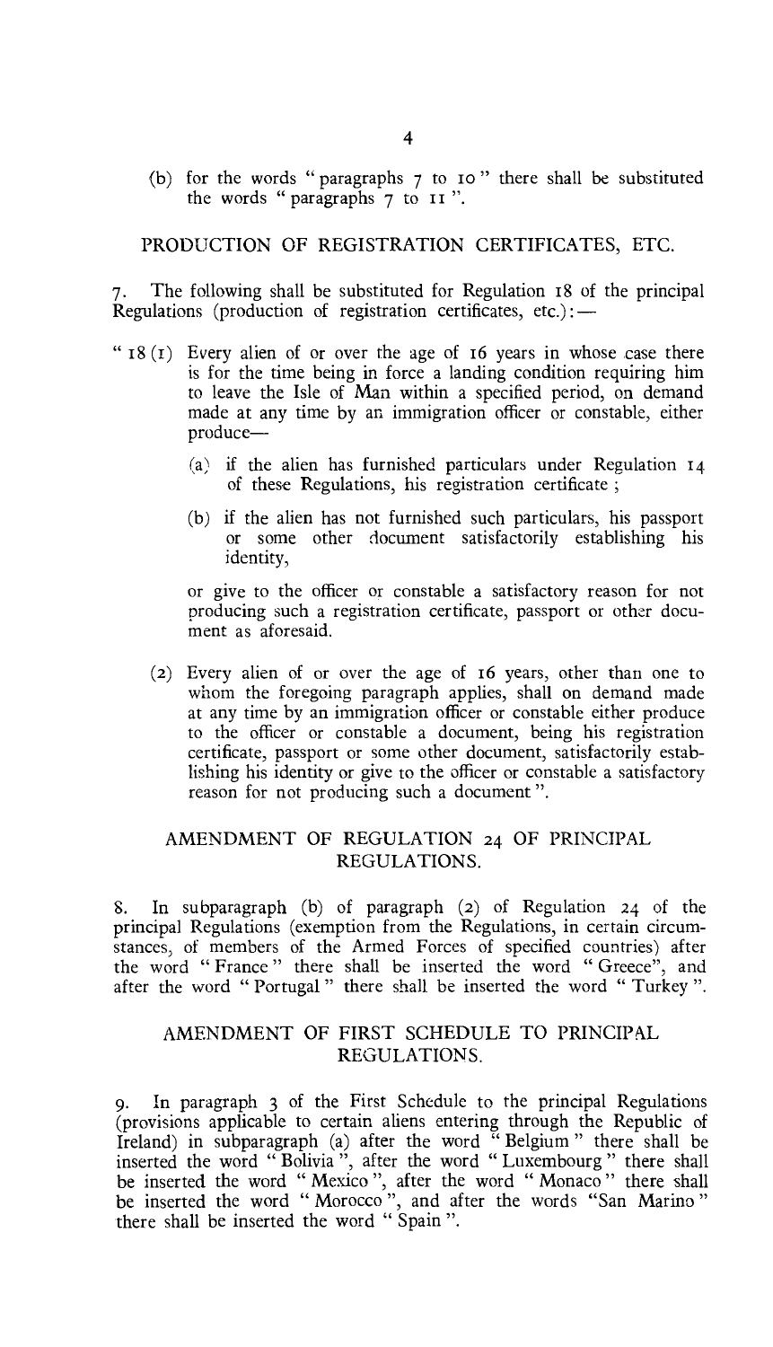(b) for the words "paragraphs 7 to 10" there shall be substituted the words "paragraphs 7 to 11".

## PRODUCTION OF REGISTRATION CERTIFICATES, ETC.

7. The following shall be substituted for Regulation 18 of the principal Regulations (production of registration certificates, etc.): —

"18 (1) Every alien of or over the age of 16 years in whose case there is for the time being in force a landing condition requiring him to leave the Isle of Man within a specified period, on demand made at any time by an immigration officer or constable, either produce—

(a) if the alien has furnished particulars under Regulation 14 of these Regulations, his registration certificate ;

(b) if the alien has not furnished such particulars, his passport or some other document satisfactorily establishing his identity,

or give to the officer or constable a satisfactory reason for not producing such a registration certificate, passport or other document as aforesaid.

(2) Every alien of or over the age of 16 years, other than one to whom the foregoing paragraph applies, shall on demand made at any time by an immigration officer or constable either produce to the officer or constable a document, being his registration certificate, passport or some other document, satisfactorily establishing his identity or give to the officer or constable a satisfactory reason for not producing such a document".

## AMENDMENT OF REGULATION 24 OF PRINCIPAL REGULATIONS.

8. In subparagraph (b) of paragraph (2) of Regulation 24 of the principal Regulations (exemption from the Regulations, in certain circumstances, of members of the Armed Forces of specified countries) after the word "France" there shall be inserted the word "Greece", and after the word "Portugal" there shall be inserted the word "Turkey".

## AMENDMENT OF FIRST SCHEDULE TO PRINCIPAL REGULATIONS.

9. In paragraph 3 of the First Schedule to the principal Regulations (provisions applicable to certain aliens entering through the Republic of Ireland) in subparagraph (a) after the word "Belgium" there shall be inserted the word "Bolivia", after the word "Luxembourg" there shall be inserted the word "Mexico", after the word "Monaco" there shall be inserted the word "Morocco", and after the words "San Marino" there shall be inserted the word "Spain".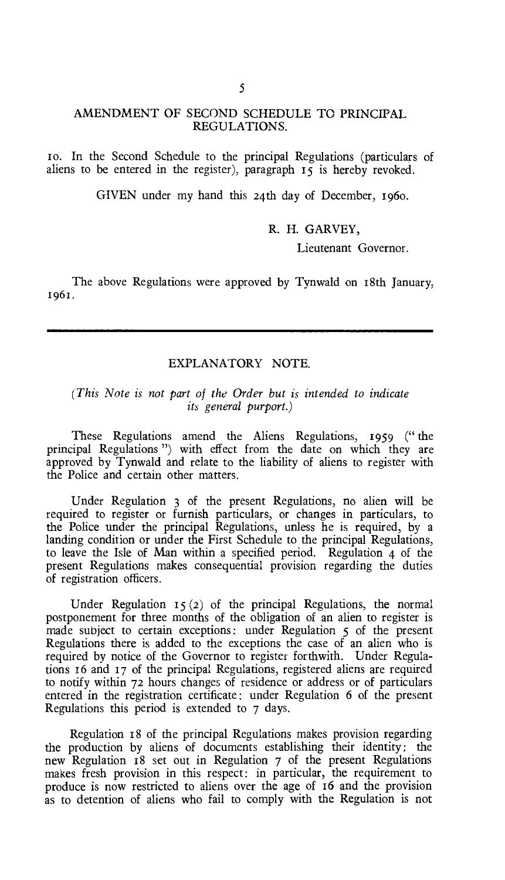## AMENDMENT OF SECOND SCHEDULE TO PRINCIPAL REGULATIONS.

10. In the Second Schedule to the principal Regulations (particulars of aliens to be entered in the register), paragraph 15 is hereby revoked.

GIVEN under my hand this 24th day of December, 1960.

R. H. GARVEY,

Lieutenant Governor.

The above Regulations were approved by Tynwald on 18th January, 1961.

---

## EXPLANATORY NOTE.

*(This Note is not part of the Order but is intended to indicate its general purport.)*

These Regulations amend the Aliens Regulations, 1959 ("the principal Regulations") with effect from the date on which they are approved by Tynwald and relate to the liability of aliens to register with the Police and certain other matters.

Under Regulation 3 of the present Regulations, no alien will be required to register or furnish particulars, or changes in particulars, to the Police under the principal Regulations, unless he is required, by a landing condition or under the First Schedule to the principal Regulations, to leave the Isle of Man within a specified period. Regulation 4 of the present Regulations makes consequential provision regarding the duties of registration officers.

Under Regulation 15 (2) of the principal Regulations, the normal postponement for three months of the obligation of an alien to register is made subject to certain exceptions: under Regulation 5 of the present Regulations there is added to the exceptions the case of an alien who is required by notice of the Governor to register forthwith. Under Regulations 16 and 17 of the principal Regulations, registered aliens are required to notify within 72 hours changes of residence or address or of particulars entered in the registration certificate: under Regulation 6 of the present Regulations this period is extended to 7 days.

Regulation 18 of the principal Regulations makes provision regarding the production by aliens of documents establishing their identity: the new Regulation 18 set out in Regulation 7 of the present Regulations makes fresh provision in this respect: in particular, the requirement to produce is now restricted to aliens over the age of 16 and the provision as to detention of aliens who fail to comply with the Regulation is not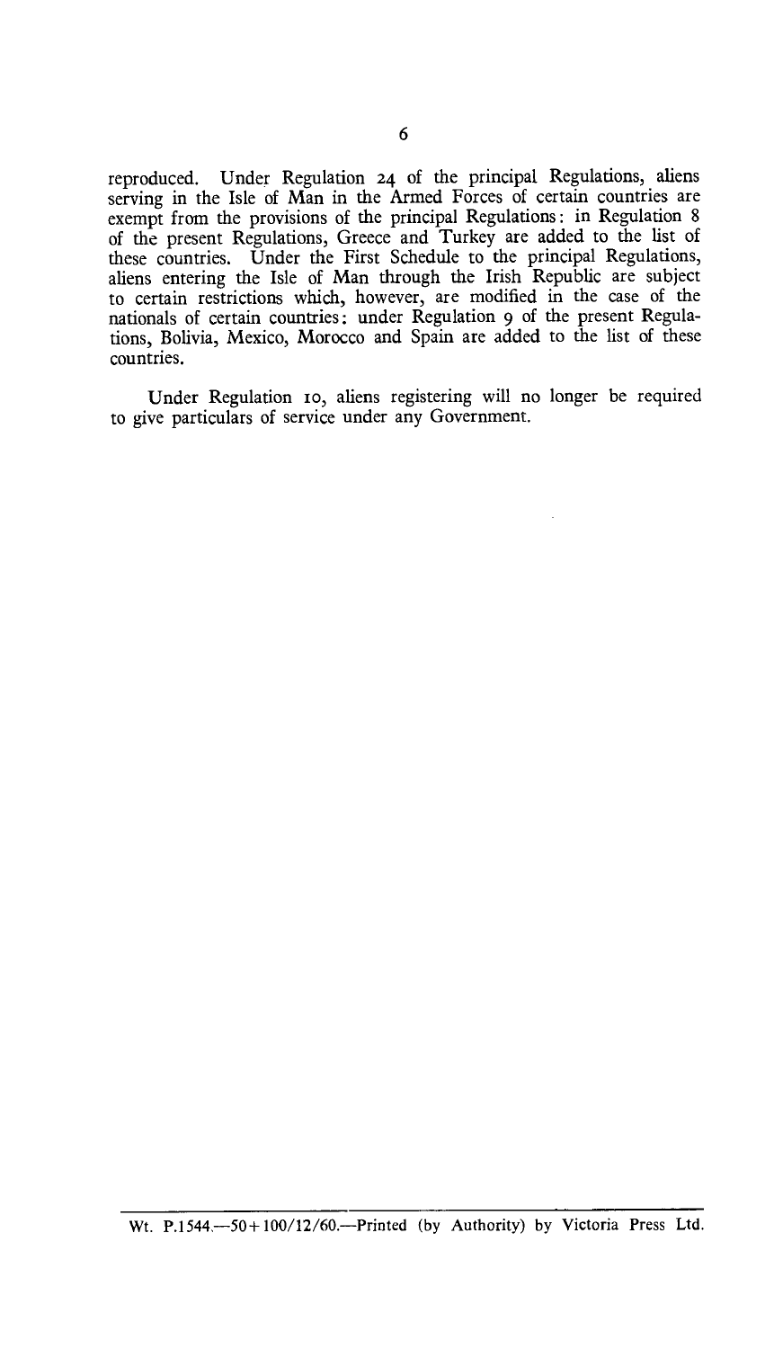reproduced. Under Regulation 24 of the principal Regulations, aliens serving in the Isle of Man in the Armed Forces of certain countries are exempt from the provisions of the principal Regulations: in Regulation 8 of the present Regulations, Greece and Turkey are added to the list of these countries. Under the First Schedule to the principal Regulations, aliens entering the Isle of Man through the Irish Republic are subject to certain restrictions which, however, are modified in the case of the nationals of certain countries: under Regulation 9 of the present Regulations, Bolivia, Mexico, Morocco and Spain are added to the list of these countries.

Under Regulation 10, aliens registering will no longer be required to give particulars of service under any Government.

Wt. P.1544.—50+100/12/60.—Printed (by Authority) by Victoria Press Ltd.